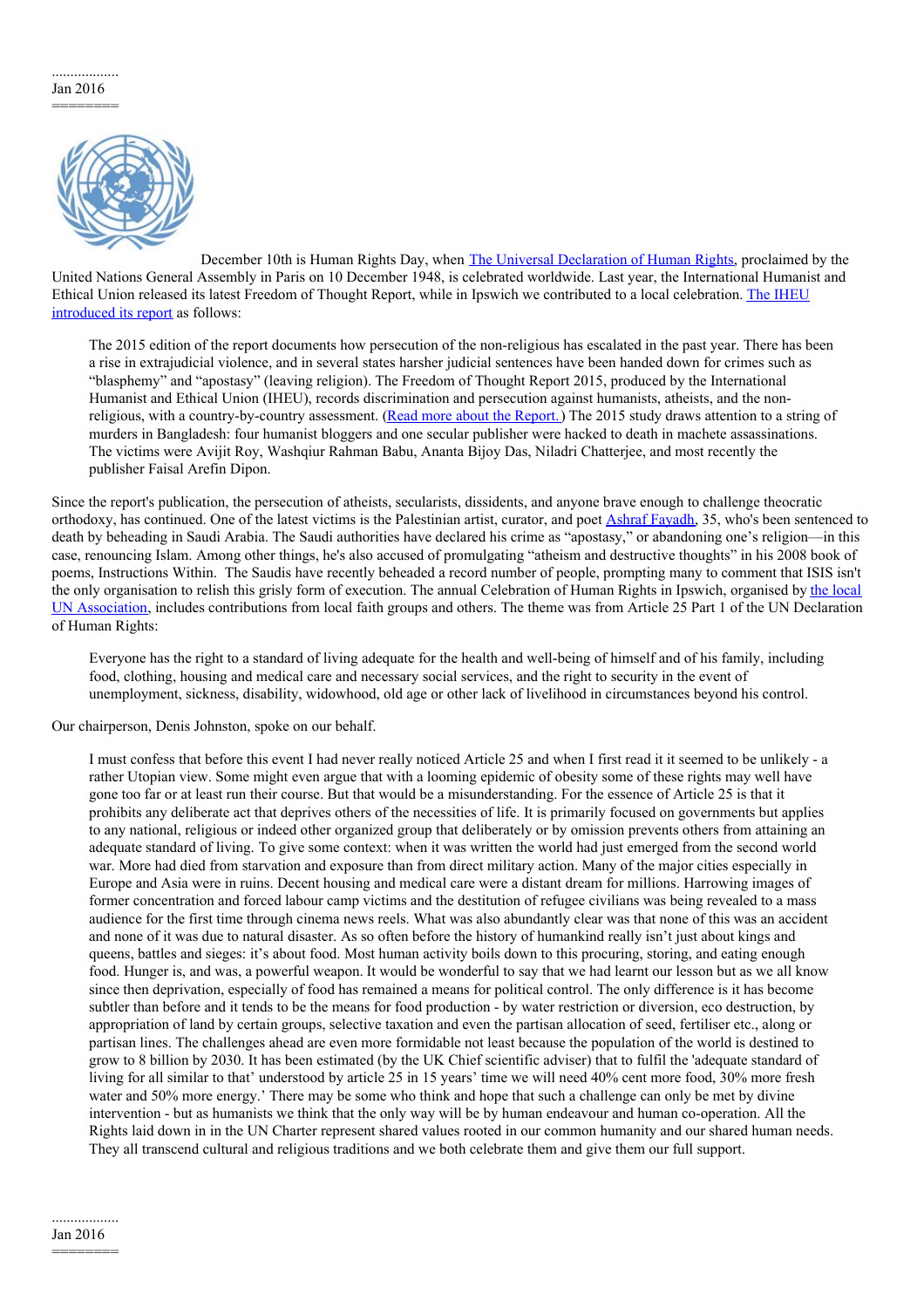..................
Jan 2016
========

December 10th is Human Rights Day, when [The Universal Declaration of Human Rights](), proclaimed by the United Nations General Assembly in Paris on 10 December 1948, is celebrated worldwide. Last year, the International Humanist and Ethical Union released its latest Freedom of Thought Report, while in Ipswich we contributed to a local celebration. [The IHEU introduced its report]() as follows:

> The 2015 edition of the report documents how persecution of the non-religious has escalated in the past year. There has been a rise in extrajudicial violence, and in several states harsher judicial sentences have been handed down for crimes such as "blasphemy" and "apostasy" (leaving religion). The Freedom of Thought Report 2015, produced by the International Humanist and Ethical Union (IHEU), records discrimination and persecution against humanists, atheists, and the non-religious, with a country-by-country assessment. ([Read more about the Report.]()) The 2015 study draws attention to a string of murders in Bangladesh: four humanist bloggers and one secular publisher were hacked to death in machete assassinations. The victims were Avijit Roy, Washqiur Rahman Babu, Ananta Bijoy Das, Niladri Chatterjee, and most recently the publisher Faisal Arefin Dipon.

Since the report's publication, the persecution of atheists, secularists, dissidents, and anyone brave enough to challenge theocratic orthodoxy, has continued. One of the latest victims is the Palestinian artist, curator, and poet [Ashraf Fayadh](), 35, who's been sentenced to death by beheading in Saudi Arabia. The Saudi authorities have declared his crime as "apostasy," or abandoning one's religion—in this case, renouncing Islam. Among other things, he's also accused of promulgating "atheism and destructive thoughts" in his 2008 book of poems, Instructions Within. The Saudis have recently beheaded a record number of people, prompting many to comment that ISIS isn't the only organisation to relish this grisly form of execution. The annual Celebration of Human Rights in Ipswich, organised by [the local UN Association](), includes contributions from local faith groups and others. The theme was from Article 25 Part 1 of the UN Declaration of Human Rights:

> Everyone has the right to a standard of living adequate for the health and well-being of himself and of his family, including food, clothing, housing and medical care and necessary social services, and the right to security in the event of unemployment, sickness, disability, widowhood, old age or other lack of livelihood in circumstances beyond his control.

Our chairperson, Denis Johnston, spoke on our behalf.

> I must confess that before this event I had never really noticed Article 25 and when I first read it it seemed to be unlikely - a rather Utopian view. Some might even argue that with a looming epidemic of obesity some of these rights may well have gone too far or at least run their course. But that would be a misunderstanding. For the essence of Article 25 is that it prohibits any deliberate act that deprives others of the necessities of life. It is primarily focused on governments but applies to any national, religious or indeed other organized group that deliberately or by omission prevents others from attaining an adequate standard of living. To give some context: when it was written the world had just emerged from the second world war. More had died from starvation and exposure than from direct military action. Many of the major cities especially in Europe and Asia were in ruins. Decent housing and medical care were a distant dream for millions. Harrowing images of former concentration and forced labour camp victims and the destitution of refugee civilians was being revealed to a mass audience for the first time through cinema news reels. What was also abundantly clear was that none of this was an accident and none of it was due to natural disaster. As so often before the history of humankind really isn't just about kings and queens, battles and sieges: it's about food. Most human activity boils down to this procuring, storing, and eating enough food. Hunger is, and was, a powerful weapon. It would be wonderful to say that we had learnt our lesson but as we all know since then deprivation, especially of food has remained a means for political control. The only difference is it has become subtler than before and it tends to be the means for food production - by water restriction or diversion, eco destruction, by appropriation of land by certain groups, selective taxation and even the partisan allocation of seed, fertiliser etc., along or partisan lines. The challenges ahead are even more formidable not least because the population of the world is destined to grow to 8 billion by 2030. It has been estimated (by the UK Chief scientific adviser) that to fulfil the 'adequate standard of living for all similar to that' understood by article 25 in 15 years' time we will need 40% cent more food, 30% more fresh water and 50% more energy.' There may be some who think and hope that such a challenge can only be met by divine intervention - but as humanists we think that the only way will be by human endeavour and human co-operation. All the Rights laid down in in the UN Charter represent shared values rooted in our common humanity and our shared human needs. They all transcend cultural and religious traditions and we both celebrate them and give them our full support.

..................
Jan 2016
========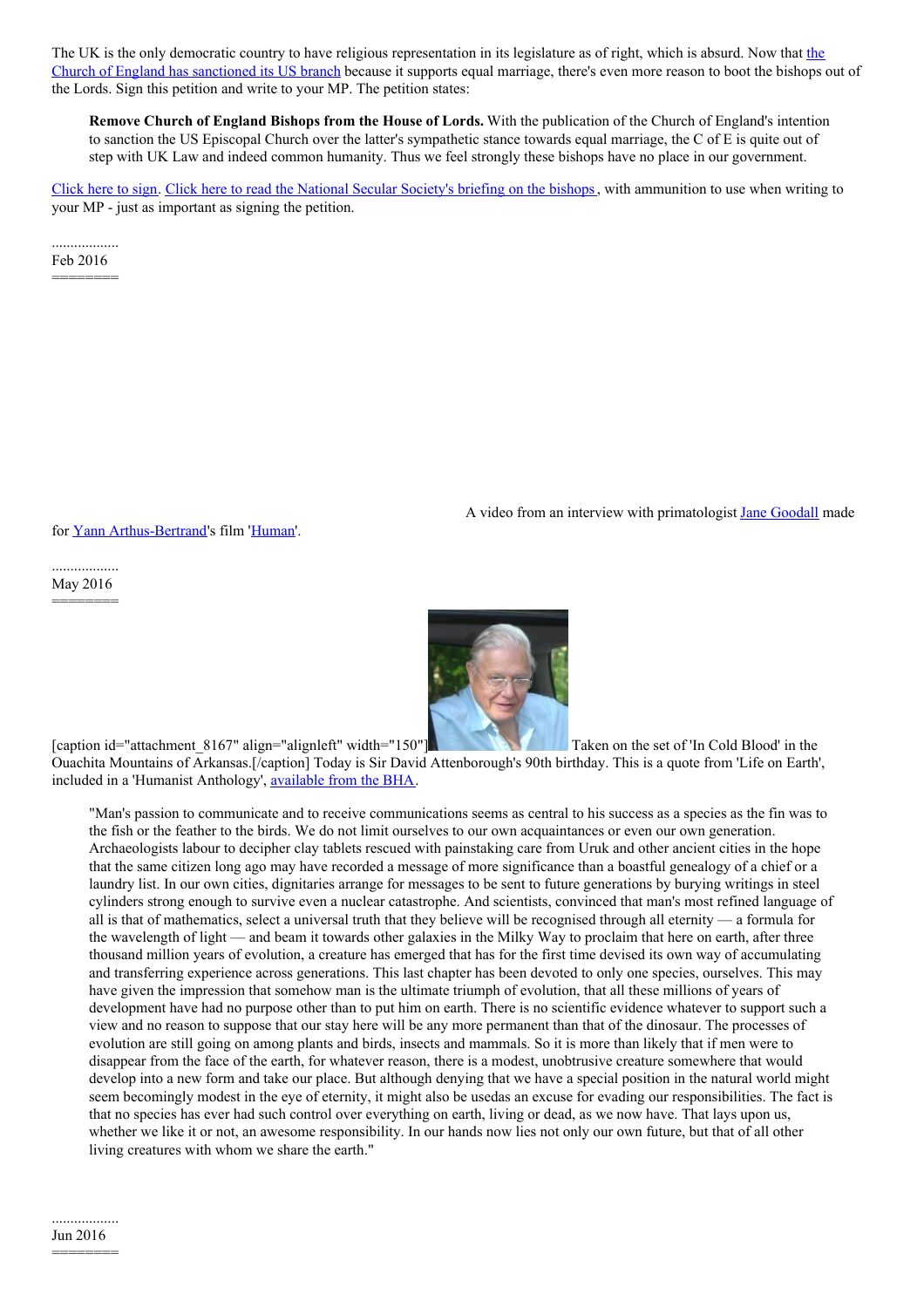The UK is the only democratic country to have religious representation in its legislature as of right, which is absurd. Now that the Church of England has sanctioned its US branch because it supports equal marriage, there's even more reason to boot the bishops out of the Lords. Sign this petition and write to your MP. The petition states:

> **Remove Church of England Bishops from the House of Lords.** With the publication of the Church of England's intention to sanction the US Episcopal Church over the latter's sympathetic stance towards equal marriage, the C of E is quite out of step with UK Law and indeed common humanity. Thus we feel strongly these bishops have no place in our government.

Click here to sign. Click here to read the National Secular Society's briefing on the bishops , with ammunition to use when writing to your MP - just as important as signing the petition.

..................
Feb 2016
========

A video from an interview with primatologist Jane Goodall made for Yann Arthus-Bertrand's film 'Human'.

..................
May 2016
========

[caption id="attachment_8167" align="alignleft" width="150"] Taken on the set of 'In Cold Blood' in the Ouachita Mountains of Arkansas.[/caption] Today is Sir David Attenborough's 90th birthday. This is a quote from 'Life on Earth', included in a 'Humanist Anthology', available from the BHA.

> "Man's passion to communicate and to receive communications seems as central to his success as a species as the fin was to the fish or the feather to the birds. We do not limit ourselves to our own acquaintances or even our own generation. Archaeologists labour to decipher clay tablets rescued with painstaking care from Uruk and other ancient cities in the hope that the same citizen long ago may have recorded a message of more significance than a boastful genealogy of a chief or a laundry list. In our own cities, dignitaries arrange for messages to be sent to future generations by burying writings in steel cylinders strong enough to survive even a nuclear catastrophe. And scientists, convinced that man's most refined language of all is that of mathematics, select a universal truth that they believe will be recognised through all eternity — a formula for the wavelength of light — and beam it towards other galaxies in the Milky Way to proclaim that here on earth, after three thousand million years of evolution, a creature has emerged that has for the first time devised its own way of accumulating and transferring experience across generations. This last chapter has been devoted to only one species, ourselves. This may have given the impression that somehow man is the ultimate triumph of evolution, that all these millions of years of development have had no purpose other than to put him on earth. There is no scientific evidence whatever to support such a view and no reason to suppose that our stay here will be any more permanent than that of the dinosaur. The processes of evolution are still going on among plants and birds, insects and mammals. So it is more than likely that if men were to disappear from the face of the earth, for whatever reason, there is a modest, unobtrusive creature somewhere that would develop into a new form and take our place. But although denying that we have a special position in the natural world might seem becomingly modest in the eye of eternity, it might also be usedas an excuse for evading our responsibilities. The fact is that no species has ever had such control over everything on earth, living or dead, as we now have. That lays upon us, whether we like it or not, an awesome responsibility. In our hands now lies not only our own future, but that of all other living creatures with whom we share the earth."

..................
Jun 2016
========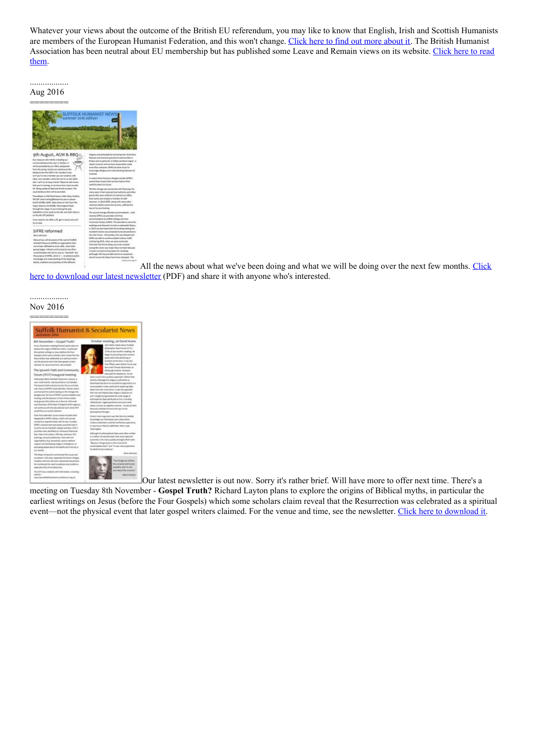Whatever your views about the outcome of the British EU referendum, you may like to know that English, Irish and Scottish Humanists are members of the European Humanist Federation, and this won't change. Click here to find out more about it. The British Humanist Association has been neutral about EU membership but has published some Leave and Remain views on its website. Click here to read them.

..................

Aug 2016

=========

All the news about what we've been doing and what we will be doing over the next few months. Click here to download our latest newsletter (PDF) and share it with anyone who's interested.

..................

Nov 2016

=========

Our latest newsletter is out now. Sorry it's rather brief. Will have more to offer next time. There's a meeting on Tuesday 8th November - **Gospel Truth?** Richard Layton plans to explore the origins of Biblical myths, in particular the earliest writings on Jesus (before the Four Gospels) which some scholars claim reveal that the Resurrection was celebrated as a spiritual event—not the physical event that later gospel writers claimed. For the venue and time, see the newsletter. Click here to download it.